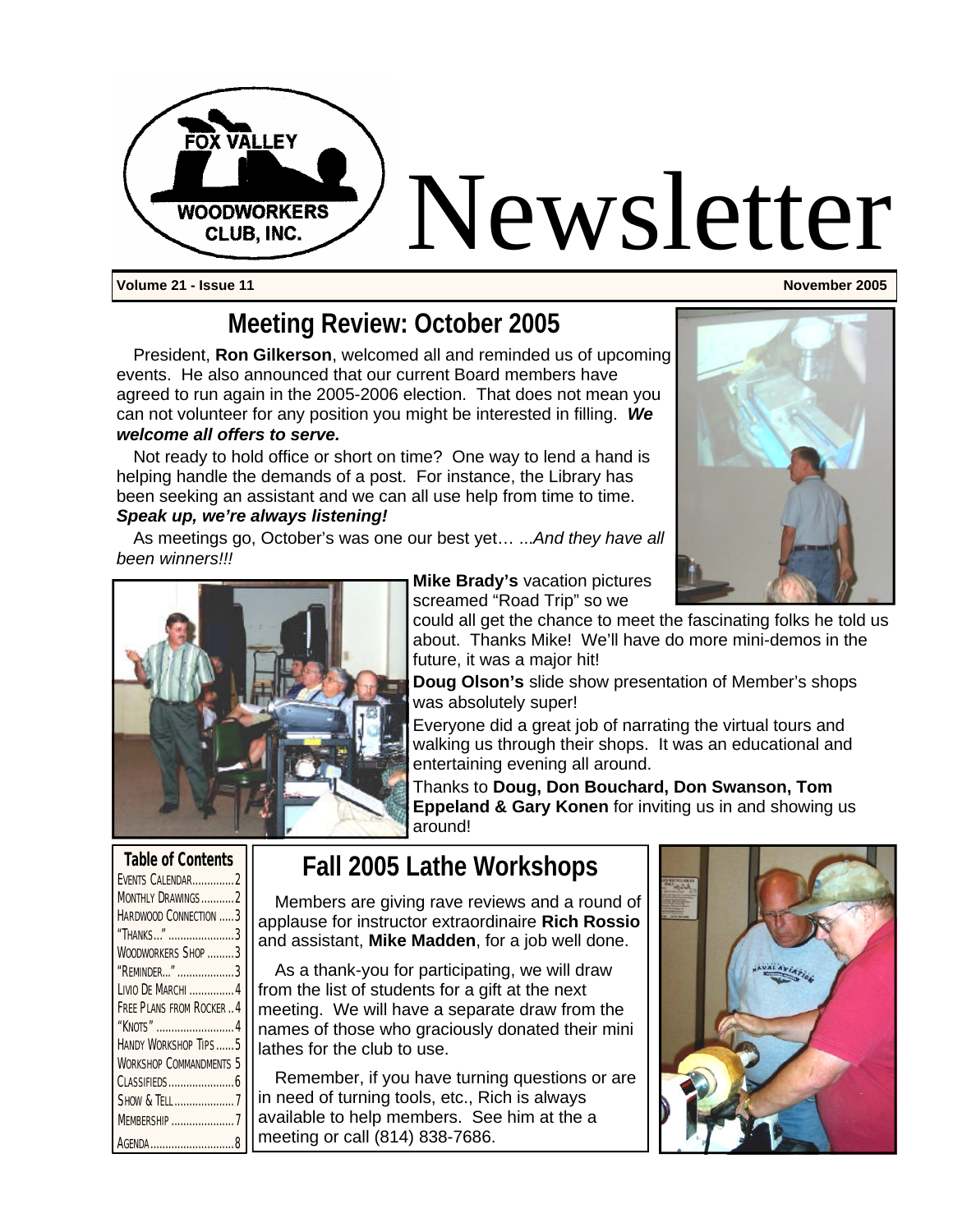# Fox Valley Woodworkers Club, Inc. Newsletter

**Volume 21 - Issue 11** — **November 2005**

## Meeting Review: October 2005

President, **Ron Gilkerson**, welcomed all and reminded us of upcoming events. He also announced that our current Board members have agreed to run again in the 2005-2006 election. That does not mean you can not volunteer for any position you might be interested in filling. ***We welcome all offers to serve.***

Not ready to hold office or short on time? One way to lend a hand is helping handle the demands of a post. For instance, the Library has been seeking an assistant and we can all use help from time to time. ***Speak up, we're always listening!***

As meetings go, October's was one our best yet… ...*And they have all been winners!!!*

**Mike Brady's** vacation pictures screamed "Road Trip" so we could all get the chance to meet the fascinating folks he told us about. Thanks Mike! We'll have do more mini-demos in the future, it was a major hit!

**Doug Olson's** slide show presentation of Member's shops was absolutely super!

Everyone did a great job of narrating the virtual tours and walking us through their shops. It was an educational and entertaining evening all around.

Thanks to **Doug, Don Bouchard, Don Swanson, Tom Eppeland & Gary Konen** for inviting us in and showing us around!

| Table of Contents | |
|---|---|
| Events Calendar | 2 |
| Monthly Drawings | 2 |
| Hardwood Connection | 3 |
| "Thanks..." | 3 |
| Woodworkers Shop | 3 |
| "Reminder..." | 3 |
| Livio De Marchi | 4 |
| Free Plans from Rocker | 4 |
| "Knots" | 4 |
| Handy Workshop Tips | 5 |
| Workshop Commandments | 5 |
| Classifieds | 6 |
| Show & Tell | 7 |
| Membership | 7 |
| Agenda | 8 |

## Fall 2005 Lathe Workshops

Members are giving rave reviews and a round of applause for instructor extraordinaire **Rich Rossio** and assistant, **Mike Madden**, for a job well done.

As a thank-you for participating, we will draw from the list of students for a gift at the next meeting. We will have a separate draw from the names of those who graciously donated their mini lathes for the club to use.

Remember, if you have turning questions or are in need of turning tools, etc., Rich is always available to help members. See him at the a meeting or call (814) 838-7686.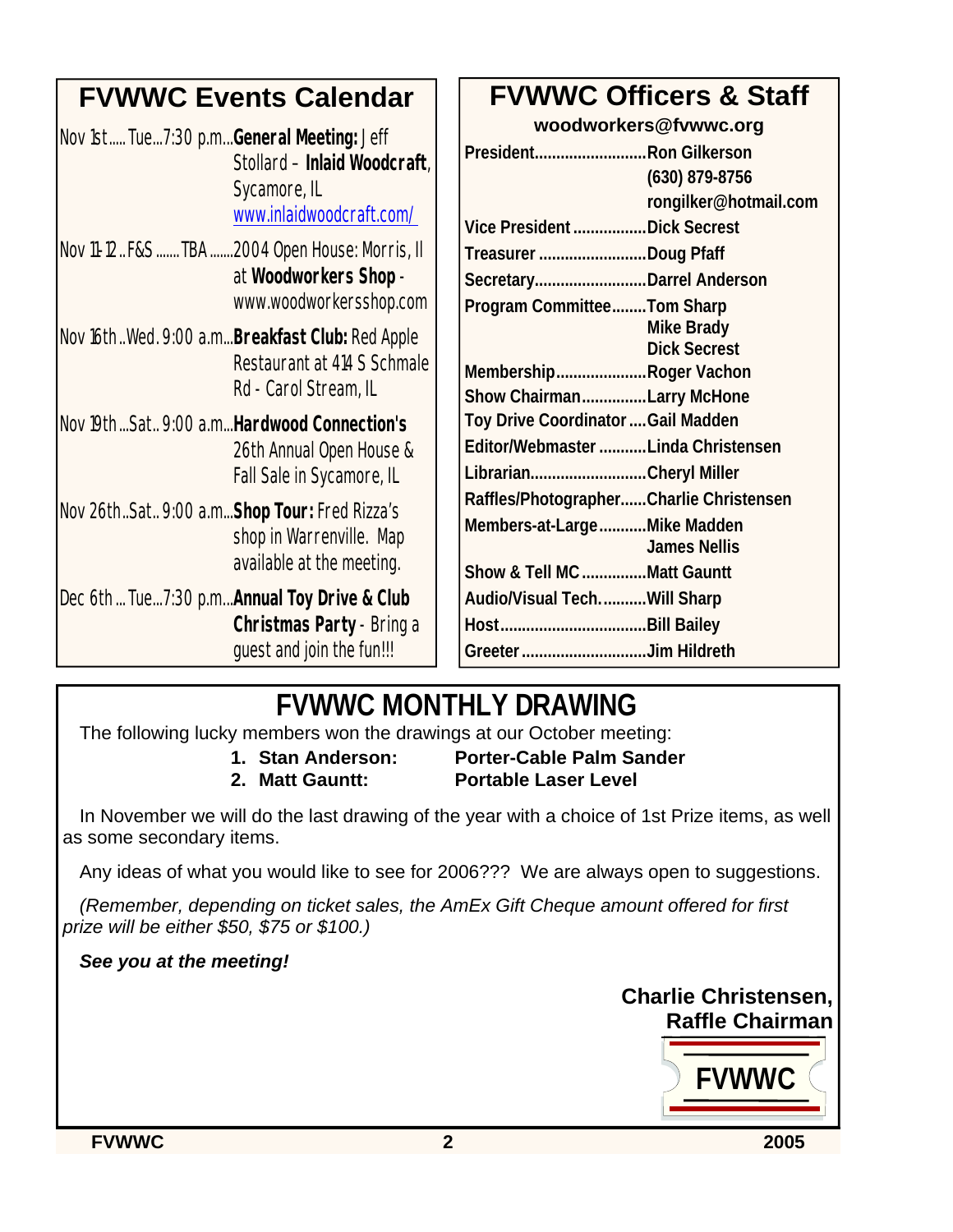## FVWWC Events Calendar

Nov 1st..... Tue...7:30 p.m...**General Meeting:** Jeff Stollard – **Inlaid Woodcraft**, Sycamore, IL www.inlaidwoodcraft.com/

Nov 11-12 .. F&S ....... TBA .......2004 Open House: Morris, Il at **Woodworkers Shop** - www.woodworkersshop.com

Nov 16th .. Wed. 9:00 a.m...**Breakfast Club:** Red Apple Restaurant at 414 S Schmale Rd - Carol Stream, IL

Nov 19th ... Sat.. 9:00 a.m...**Hardwood Connection's** 26th Annual Open House & Fall Sale in Sycamore, IL

Nov 26th .. Sat.. 9:00 a.m...**Shop Tour:** Fred Rizza's shop in Warrenville. Map available at the meeting.

Dec 6th ... Tue...7:30 p.m...**Annual Toy Drive & Club Christmas Party** - Bring a guest and join the fun!!!

## FVWWC Officers & Staff

**woodworkers@fvwwc.org**

| Position | Name |
|---|---|
| President | Ron Gilkerson<br>(630) 879-8756<br>rongilker@hotmail.com |
| Vice President | Dick Secrest |
| Treasurer | Doug Pfaff |
| Secretary | Darrel Anderson |
| Program Committee | Tom Sharp<br>Mike Brady<br>Dick Secrest |
| Membership | Roger Vachon |
| Show Chairman | Larry McHone |
| Toy Drive Coordinator | Gail Madden |
| Editor/Webmaster | Linda Christensen |
| Librarian | Cheryl Miller |
| Raffles/Photographer | Charlie Christensen |
| Members-at-Large | Mike Madden<br>James Nellis |
| Show & Tell MC | Matt Gauntt |
| Audio/Visual Tech. | Will Sharp |
| Host | Bill Bailey |
| Greeter | Jim Hildreth |

## FVWWC MONTHLY DRAWING

The following lucky members won the drawings at our October meeting:

1. **Stan Anderson:** **Porter-Cable Palm Sander**
2. **Matt Gauntt:** **Portable Laser Level**

In November we will do the last drawing of the year with a choice of 1st Prize items, as well as some secondary items.

Any ideas of what you would like to see for 2006??? We are always open to suggestions.

*(Remember, depending on ticket sales, the AmEx Gift Cheque amount offered for first prize will be either $50, $75 or $100.)*

***See you at the meeting!***

**Charlie Christensen,**
**Raffle Chairman**

FVWWC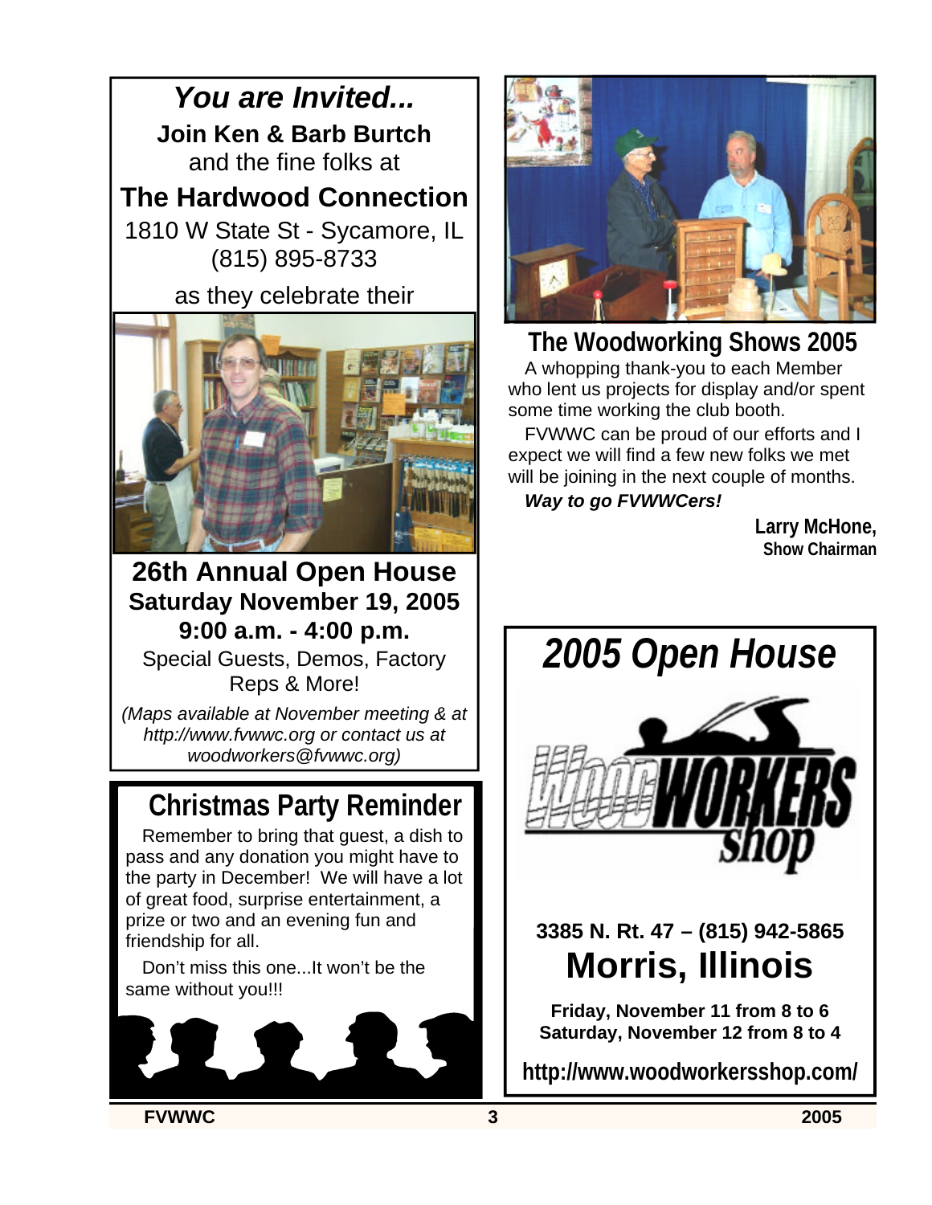## *You are Invited...*

**Join Ken & Barb Burtch**
and the fine folks at

**The Hardwood Connection**

1810 W State St - Sycamore, IL
(815) 895-8733

as they celebrate their

## 26th Annual Open House

**Saturday November 19, 2005**
**9:00 a.m. - 4:00 p.m.**

Special Guests, Demos, Factory Reps & More!

*(Maps available at November meeting & at http://www.fvwwc.org or contact us at woodworkers@fvwwc.org)*

## Christmas Party Reminder

Remember to bring that guest, a dish to pass and any donation you might have to the party in December! We will have a lot of great food, surprise entertainment, a prize or two and an evening fun and friendship for all.

Don't miss this one...It won't be the same without you!!!

## The Woodworking Shows 2005

A whopping thank-you to each Member who lent us projects for display and/or spent some time working the club booth.

FVWWC can be proud of our efforts and I expect we will find a few new folks we met will be joining in the next couple of months.

***Way to go FVWWCers!***

**Larry McHone,**
**Show Chairman**

## *2005 Open House*

**WoodWorkers Shop**

**3385 N. Rt. 47 – (815) 942-5865**

**Morris, Illinois**

**Friday, November 11 from 8 to 6**
**Saturday, November 12 from 8 to 4**

**http://www.woodworkersshop.com/**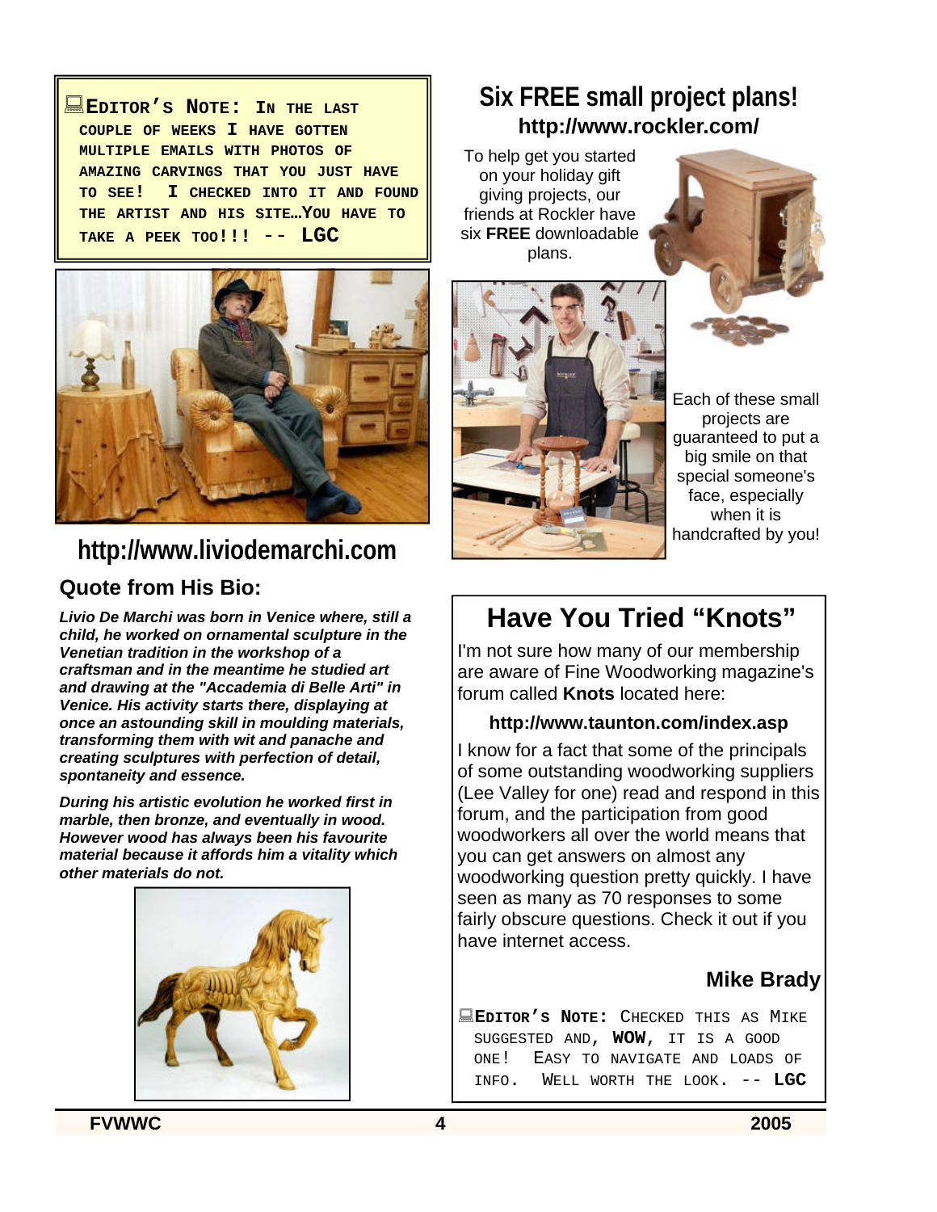**EDITOR'S NOTE: IN THE LAST COUPLE OF WEEKS I HAVE GOTTEN MULTIPLE EMAILS WITH PHOTOS OF AMAZING CARVINGS THAT YOU JUST HAVE TO SEE! I CHECKED INTO IT AND FOUND THE ARTIST AND HIS SITE…YOU HAVE TO TAKE A PEEK TOO!!! -- LGC**

## http://www.liviodemarchi.com

### Quote from His Bio:

***Livio De Marchi was born in Venice where, still a child, he worked on ornamental sculpture in the Venetian tradition in the workshop of a craftsman and in the meantime he studied art and drawing at the "Accademia di Belle Arti" in Venice. His activity starts there, displaying at once an astounding skill in moulding materials, transforming them with wit and panache and creating sculptures with perfection of detail, spontaneity and essence.***

***During his artistic evolution he worked first in marble, then bronze, and eventually in wood. However wood has always been his favourite material because it affords him a vitality which other materials do not.***

## Six FREE small project plans!

### http://www.rockler.com/

To help get you started on your holiday gift giving projects, our friends at Rockler have six **FREE** downloadable plans.

Each of these small projects are guaranteed to put a big smile on that special someone's face, especially when it is handcrafted by you!

## Have You Tried "Knots"

I'm not sure how many of our membership are aware of Fine Woodworking magazine's forum called **Knots** located here:

**http://www.taunton.com/index.asp**

I know for a fact that some of the principals of some outstanding woodworking suppliers (Lee Valley for one) read and respond in this forum, and the participation from good woodworkers all over the world means that you can get answers on almost any woodworking question pretty quickly. I have seen as many as 70 responses to some fairly obscure questions. Check it out if you have internet access.

**Mike Brady**

**EDITOR'S NOTE:** CHECKED THIS AS MIKE SUGGESTED AND, **WOW**, IT IS A GOOD ONE! EASY TO NAVIGATE AND LOADS OF INFO. WELL WORTH THE LOOK. -- **LGC**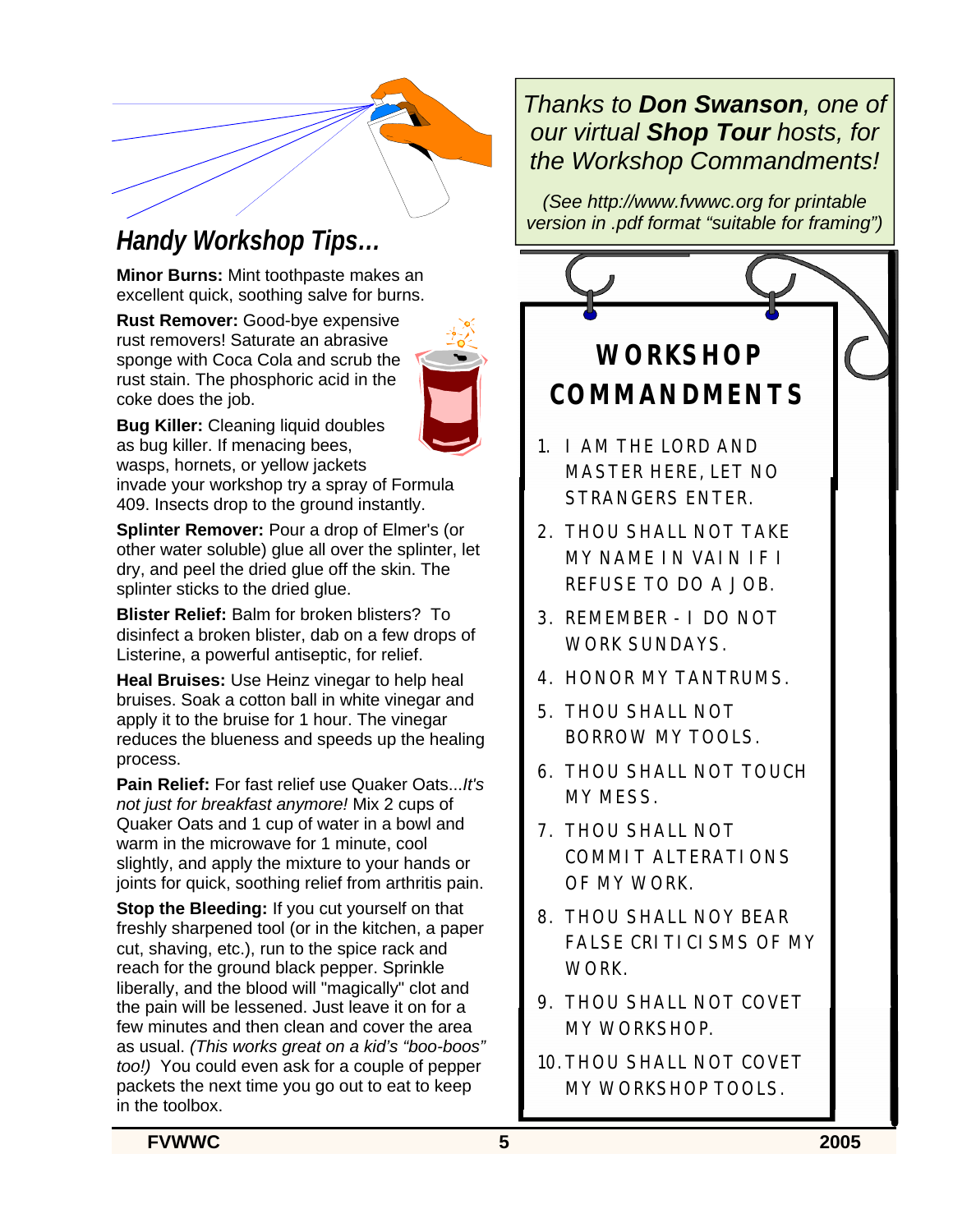## *Handy Workshop Tips…*

**Minor Burns:** Mint toothpaste makes an excellent quick, soothing salve for burns.

**Rust Remover:** Good-bye expensive rust removers! Saturate an abrasive sponge with Coca Cola and scrub the rust stain. The phosphoric acid in the coke does the job.

**Bug Killer:** Cleaning liquid doubles as bug killer. If menacing bees, wasps, hornets, or yellow jackets invade your workshop try a spray of Formula 409. Insects drop to the ground instantly.

**Splinter Remover:** Pour a drop of Elmer's (or other water soluble) glue all over the splinter, let dry, and peel the dried glue off the skin. The splinter sticks to the dried glue.

**Blister Relief:** Balm for broken blisters? To disinfect a broken blister, dab on a few drops of Listerine, a powerful antiseptic, for relief.

**Heal Bruises:** Use Heinz vinegar to help heal bruises. Soak a cotton ball in white vinegar and apply it to the bruise for 1 hour. The vinegar reduces the blueness and speeds up the healing process.

**Pain Relief:** For fast relief use Quaker Oats...*It's not just for breakfast anymore!* Mix 2 cups of Quaker Oats and 1 cup of water in a bowl and warm in the microwave for 1 minute, cool slightly, and apply the mixture to your hands or joints for quick, soothing relief from arthritis pain.

**Stop the Bleeding:** If you cut yourself on that freshly sharpened tool (or in the kitchen, a paper cut, shaving, etc.), run to the spice rack and reach for the ground black pepper. Sprinkle liberally, and the blood will "magically" clot and the pain will be lessened. Just leave it on for a few minutes and then clean and cover the area as usual. *(This works great on a kid's "boo-boos" too!)* You could even ask for a couple of pepper packets the next time you go out to eat to keep in the toolbox.

*Thanks to **Don Swanson**, one of our virtual **Shop Tour** hosts, for the Workshop Commandments!*

*(See http://www.fvwwc.org for printable version in .pdf format "suitable for framing")*

## WORKSHOP COMMANDMENTS

1. I AM THE LORD AND MASTER HERE, LET NO STRANGERS ENTER.
2. THOU SHALL NOT TAKE MY NAME IN VAIN IF I REFUSE TO DO A JOB.
3. REMEMBER - I DO NOT WORK SUNDAYS.
4. HONOR MY TANTRUMS.
5. THOU SHALL NOT BORROW MY TOOLS.
6. THOU SHALL NOT TOUCH MY MESS.
7. THOU SHALL NOT COMMIT ALTERATIONS OF MY WORK.
8. THOU SHALL NOY BEAR FALSE CRITICISMS OF MY WORK.
9. THOU SHALL NOT COVET MY WORKSHOP.
10. THOU SHALL NOT COVET MY WORKSHOP TOOLS.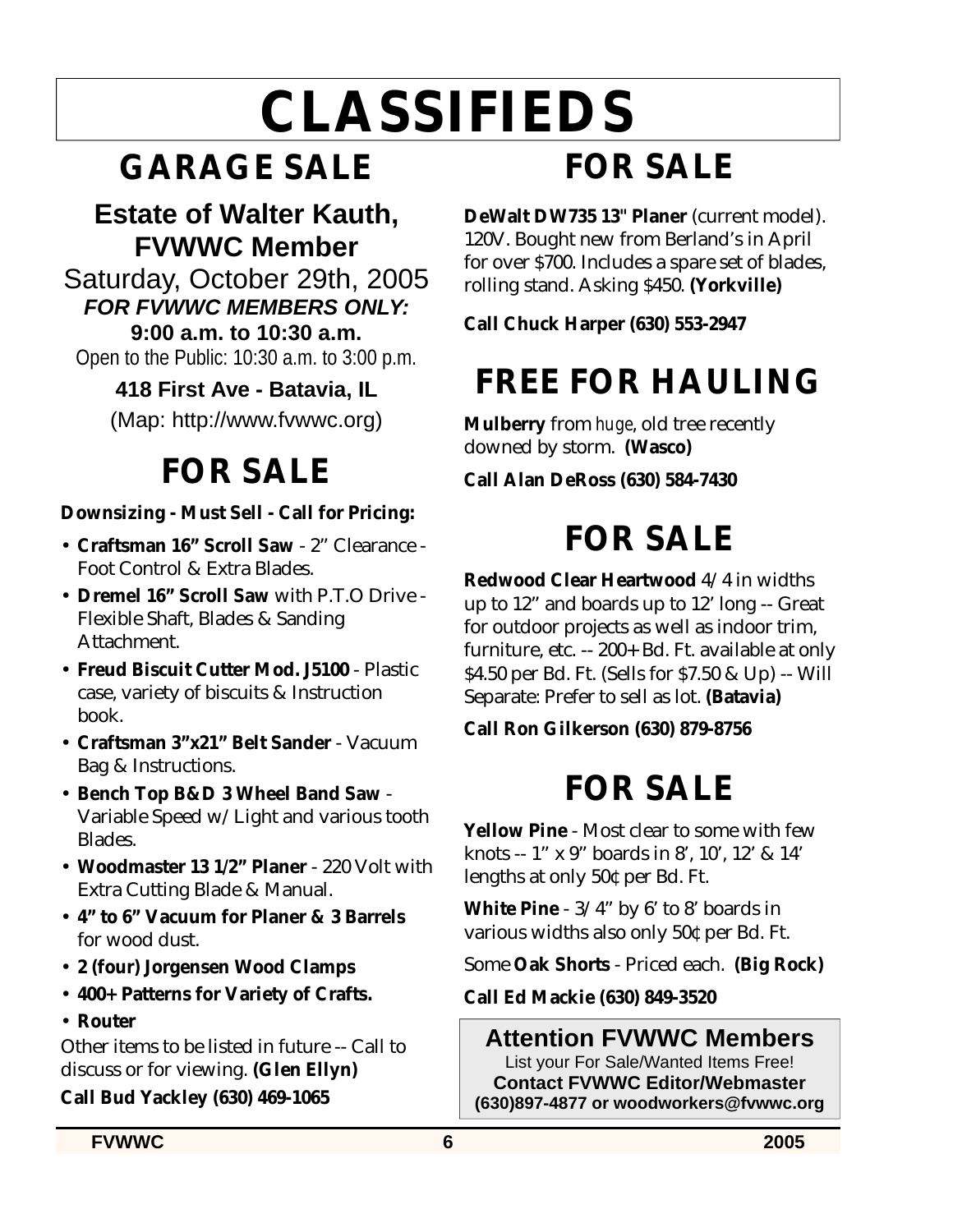# CLASSIFIEDS

## GARAGE SALE

**Estate of Walter Kauth, FVWWC Member**

Saturday, October 29th, 2005

***FOR FVWWC MEMBERS ONLY:***

**9:00 a.m. to 10:30 a.m.**

Open to the Public: 10:30 a.m. to 3:00 p.m.

**418 First Ave - Batavia, IL**

(Map: http://www.fvwwc.org)

## FOR SALE

**Downsizing - Must Sell - Call for Pricing:**

- **Craftsman 16” Scroll Saw** - 2” Clearance - Foot Control & Extra Blades.
- **Dremel 16” Scroll Saw** with P.T.O Drive - Flexible Shaft, Blades & Sanding Attachment.
- **Freud Biscuit Cutter Mod. J5100** - Plastic case, variety of biscuits & Instruction book.
- **Craftsman 3”x21” Belt Sander** - Vacuum Bag & Instructions.
- **Bench Top B&D 3 Wheel Band Saw** - Variable Speed w/ Light and various tooth Blades.
- **Woodmaster 13 1/2” Planer** - 220 Volt with Extra Cutting Blade & Manual.
- **4” to 6” Vacuum for Planer & 3 Barrels** for wood dust.
- **2 (four) Jorgensen Wood Clamps**
- **400+ Patterns for Variety of Crafts.**
- **Router**

Other items to be listed in future -- Call to discuss or for viewing. **(Glen Ellyn)**

**Call Bud Yackley (630) 469-1065**

## FOR SALE

**DeWalt DW735 13" Planer** (current model). 120V. Bought new from Berland’s in April for over $700. Includes a spare set of blades, rolling stand. Asking $450. **(Yorkville)**

**Call Chuck Harper (630) 553-2947**

## FREE FOR HAULING

**Mulberry** from *huge*, old tree recently downed by storm. **(Wasco)**

**Call Alan DeRoss (630) 584-7430**

## FOR SALE

**Redwood Clear Heartwood** 4/4 in widths up to 12” and boards up to 12’ long -- Great for outdoor projects as well as indoor trim, furniture, etc. -- 200+ Bd. Ft. available at only $4.50 per Bd. Ft. (Sells for $7.50 & Up) -- Will Separate: Prefer to sell as lot. **(Batavia)**

**Call Ron Gilkerson (630) 879-8756**

## FOR SALE

**Yellow Pine** - Most clear to some with few knots -- 1” x 9” boards in 8’, 10’, 12’ & 14’ lengths at only 50¢ per Bd. Ft.

**White Pine** - 3/4” by 6’ to 8’ boards in various widths also only 50¢ per Bd. Ft.

Some **Oak Shorts** - Priced each. **(Big Rock)**

**Call Ed Mackie (630) 849-3520**

**Attention FVWWC Members**

List your For Sale/Wanted Items Free!

**Contact FVWWC Editor/Webmaster**

**(630)897-4877 or woodworkers@fvwwc.org**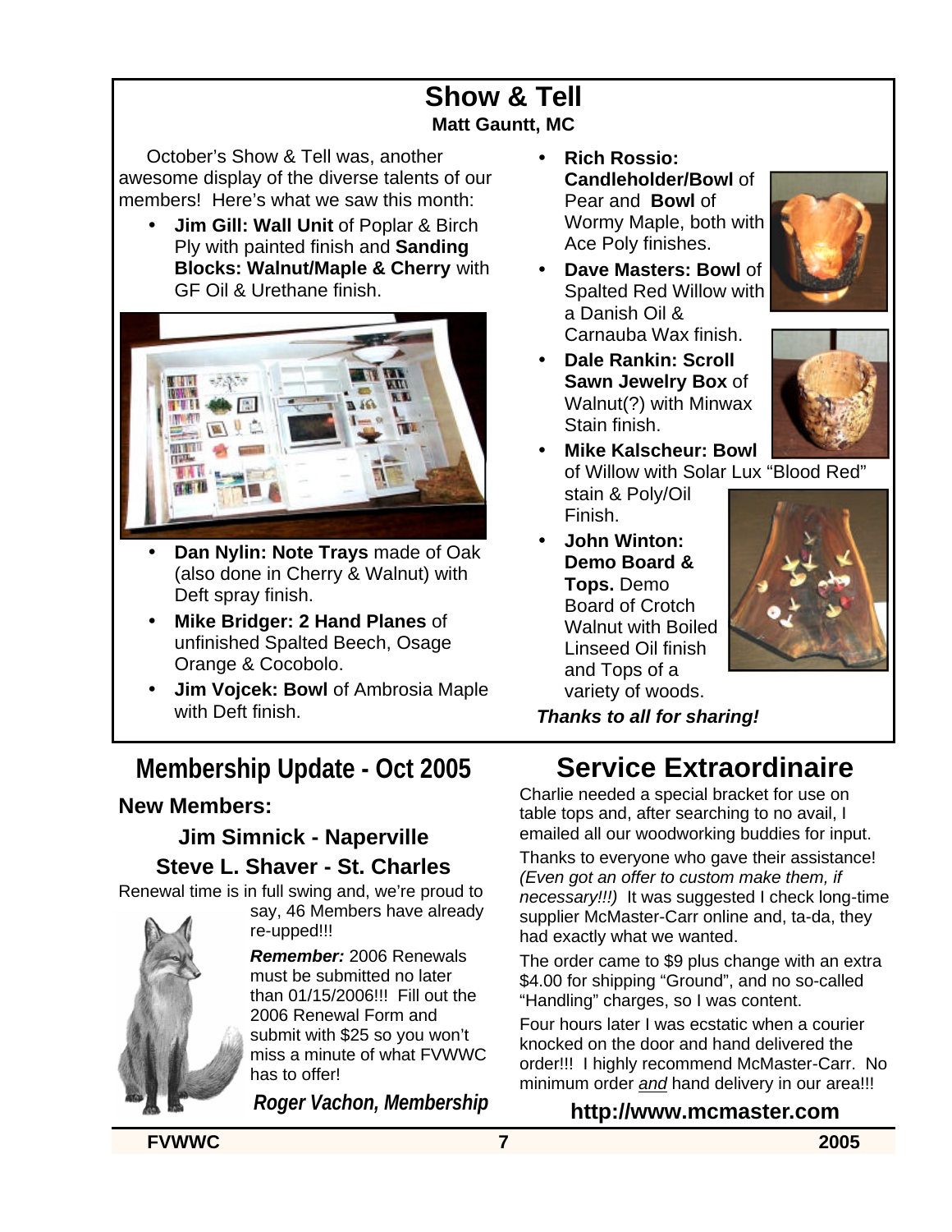# Show & Tell

**Matt Gauntt, MC**

October's Show & Tell was, another awesome display of the diverse talents of our members! Here's what we saw this month:

- **Jim Gill: Wall Unit** of Poplar & Birch Ply with painted finish and **Sanding Blocks: Walnut/Maple & Cherry** with GF Oil & Urethane finish.
- **Dan Nylin: Note Trays** made of Oak (also done in Cherry & Walnut) with Deft spray finish.
- **Mike Bridger: 2 Hand Planes** of unfinished Spalted Beech, Osage Orange & Cocobolo.
- **Jim Vojcek: Bowl** of Ambrosia Maple with Deft finish.
- **Rich Rossio: Candleholder/Bowl** of Pear and **Bowl** of Wormy Maple, both with Ace Poly finishes.
- **Dave Masters: Bowl** of Spalted Red Willow with a Danish Oil & Carnauba Wax finish.
- **Dale Rankin: Scroll Sawn Jewelry Box** of Walnut(?) with Minwax Stain finish.
- **Mike Kalscheur: Bowl** of Willow with Solar Lux "Blood Red" stain & Poly/Oil Finish.
- **John Winton: Demo Board & Tops.** Demo Board of Crotch Walnut with Boiled Linseed Oil finish and Tops of a variety of woods.

***Thanks to all for sharing!***

# Membership Update - Oct 2005

**New Members:**

**Jim Simnick - Naperville**

**Steve L. Shaver - St. Charles**

Renewal time is in full swing and, we're proud to say, 46 Members have already re-upped!!!

***Remember:*** 2006 Renewals must be submitted no later than 01/15/2006!!! Fill out the 2006 Renewal Form and submit with $25 so you won't miss a minute of what FVWWC has to offer!

***Roger Vachon, Membership***

# Service Extraordinaire

Charlie needed a special bracket for use on table tops and, after searching to no avail, I emailed all our woodworking buddies for input.

Thanks to everyone who gave their assistance! *(Even got an offer to custom make them, if necessary!!!)* It was suggested I check long-time supplier McMaster-Carr online and, ta-da, they had exactly what we wanted.

The order came to $9 plus change with an extra $4.00 for shipping "Ground", and no so-called "Handling" charges, so I was content.

Four hours later I was ecstatic when a courier knocked on the door and hand delivered the order!!! I highly recommend McMaster-Carr. No minimum order *and* hand delivery in our area!!!

**http://www.mcmaster.com**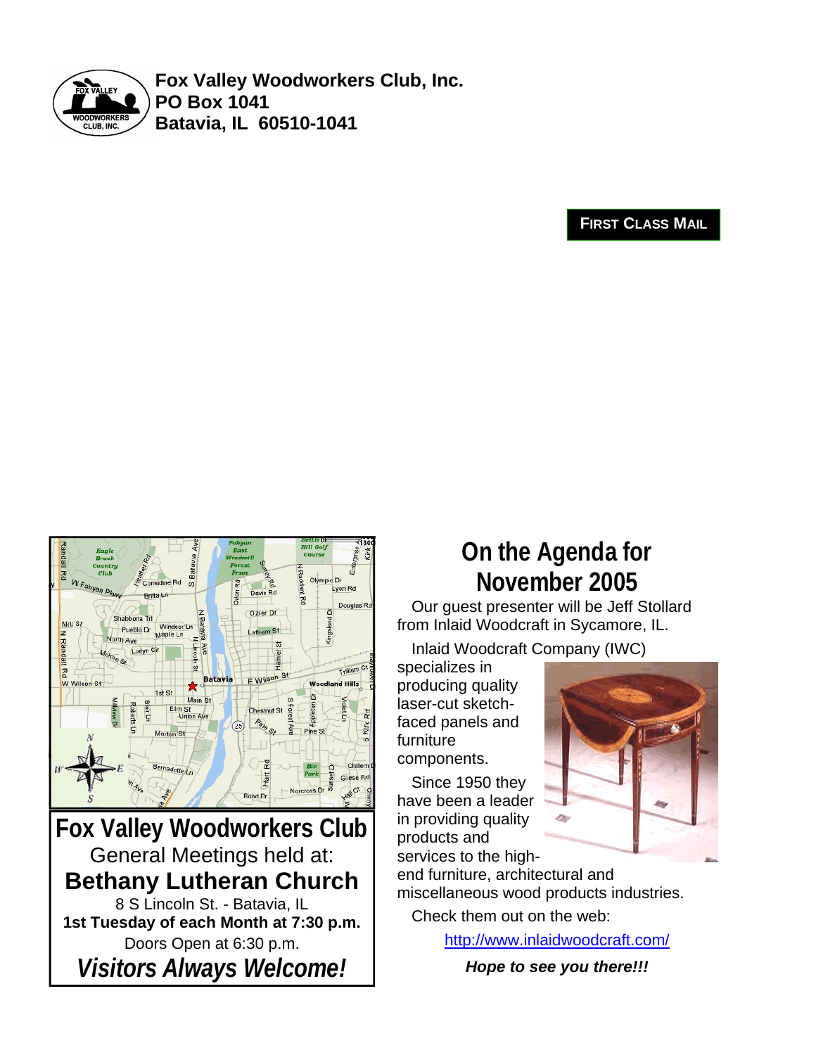**Fox Valley Woodworkers Club, Inc.**
**PO Box 1041**
**Batavia, IL 60510-1041**

**FIRST CLASS MAIL**

# Fox Valley Woodworkers Club

General Meetings held at:

**Bethany Lutheran Church**

8 S Lincoln St. - Batavia, IL

**1st Tuesday of each Month at 7:30 p.m.**

Doors Open at 6:30 p.m.

***Visitors Always Welcome!***

## On the Agenda for November 2005

Our guest presenter will be Jeff Stollard from Inlaid Woodcraft in Sycamore, IL.

Inlaid Woodcraft Company (IWC) specializes in producing quality laser-cut sketch-faced panels and furniture components.

Since 1950 they have been a leader in providing quality products and services to the high-end furniture, architectural and miscellaneous wood products industries.

Check them out on the web:

http://www.inlaidwoodcraft.com/

***Hope to see you there!!!***